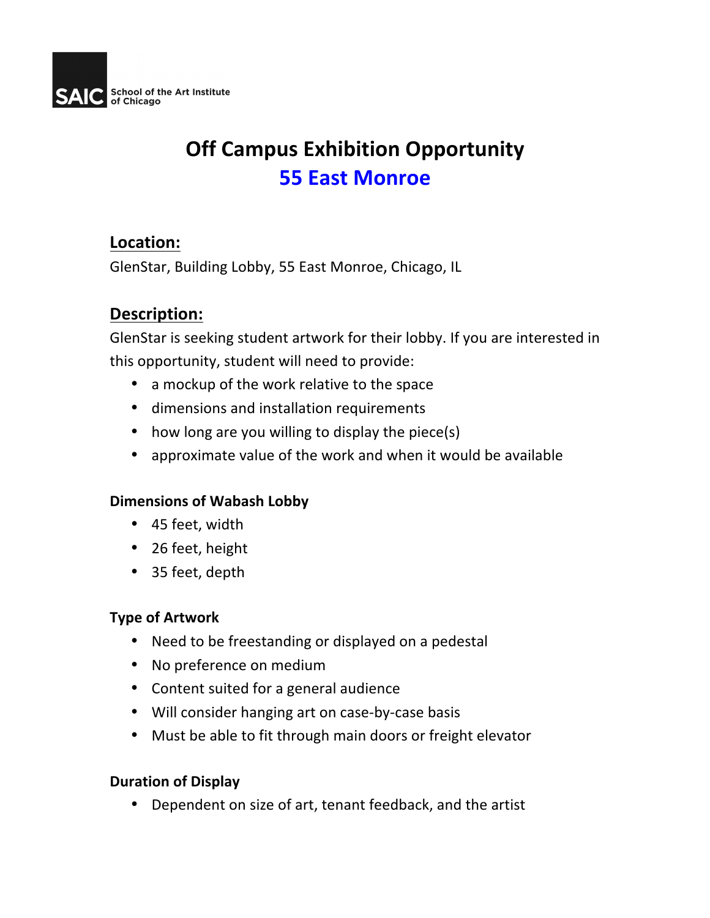SAIC School of the Art Institute of Chicago

# Off Campus Exhibition Opportunity
## 55 East Monroe

### Location:

GlenStar, Building Lobby, 55 East Monroe, Chicago, IL

### Description:

GlenStar is seeking student artwork for their lobby. If you are interested in this opportunity, student will need to provide:

- a mockup of the work relative to the space
- dimensions and installation requirements
- how long are you willing to display the piece(s)
- approximate value of the work and when it would be available

**Dimensions of Wabash Lobby**

- 45 feet, width
- 26 feet, height
- 35 feet, depth

**Type of Artwork**

- Need to be freestanding or displayed on a pedestal
- No preference on medium
- Content suited for a general audience
- Will consider hanging art on case-by-case basis
- Must be able to fit through main doors or freight elevator

**Duration of Display**

- Dependent on size of art, tenant feedback, and the artist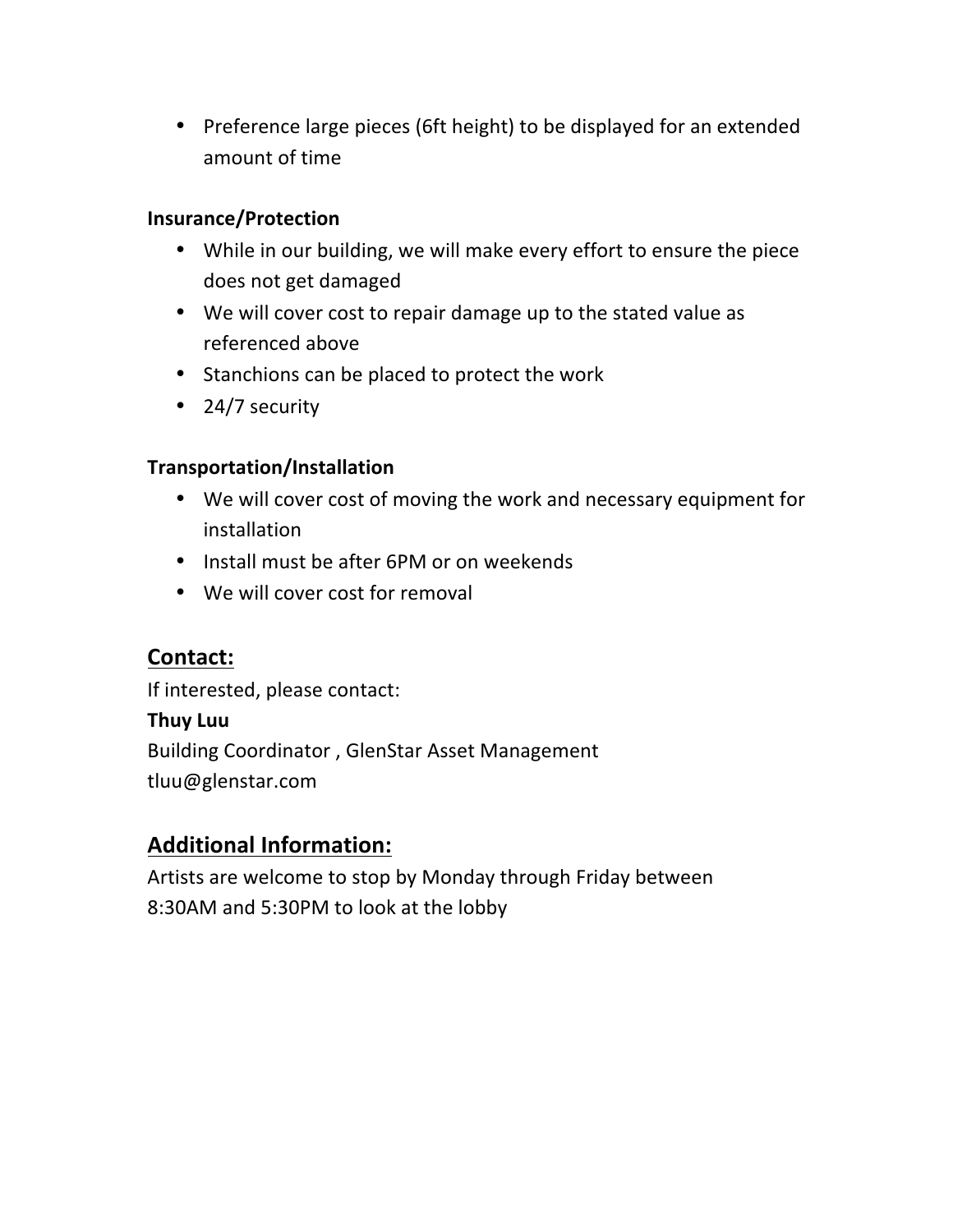- Preference large pieces (6ft height) to be displayed for an extended amount of time

**Insurance/Protection**

- While in our building, we will make every effort to ensure the piece does not get damaged
- We will cover cost to repair damage up to the stated value as referenced above
- Stanchions can be placed to protect the work
- 24/7 security

**Transportation/Installation**

- We will cover cost of moving the work and necessary equipment for installation
- Install must be after 6PM or on weekends
- We will cover cost for removal

## Contact:

If interested, please contact:

**Thuy Luu**
Building Coordinator , GlenStar Asset Management
tluu@glenstar.com

## Additional Information:

Artists are welcome to stop by Monday through Friday between 8:30AM and 5:30PM to look at the lobby